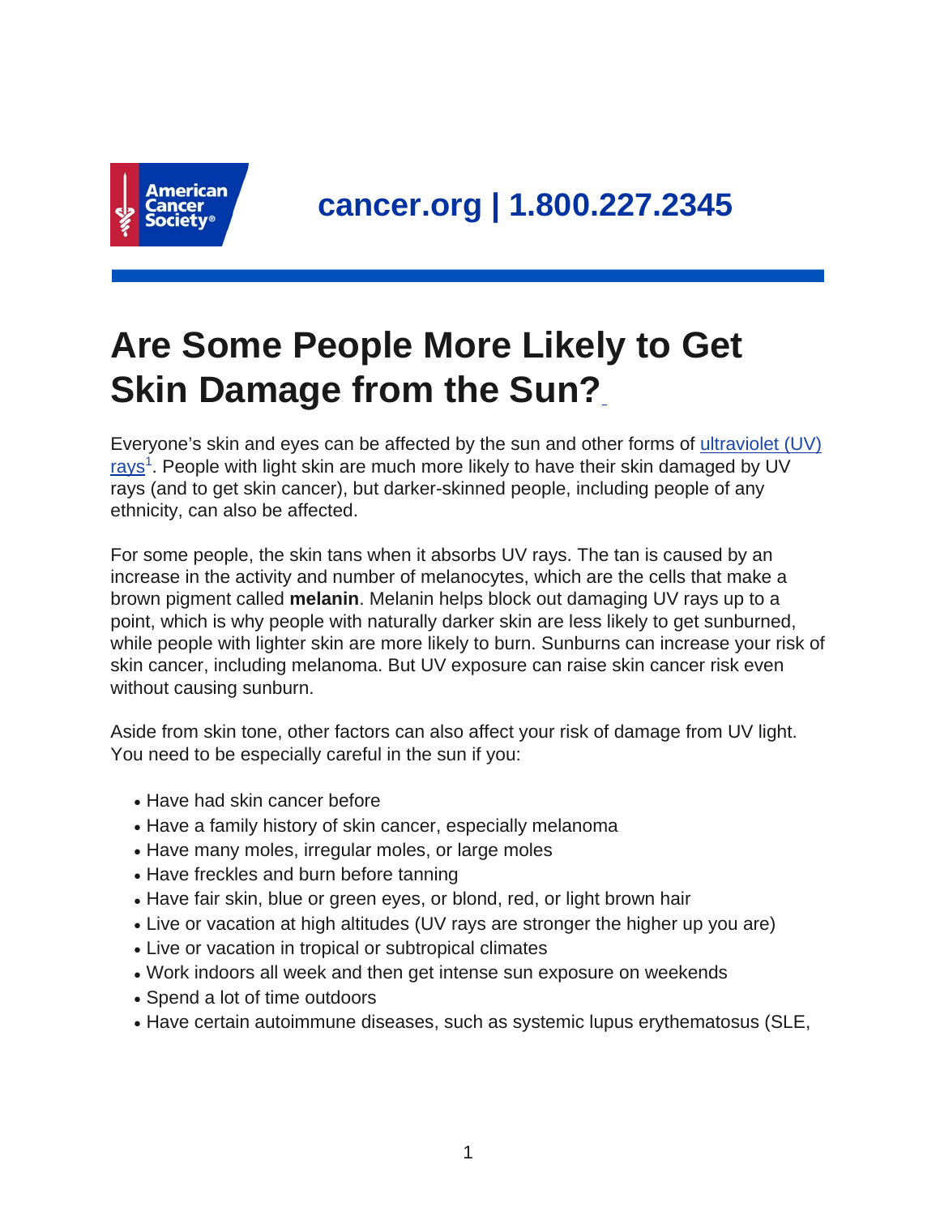cancer.org | 1.800.227.2345

# Are Some People More Likely to Get Skin Damage from the Sun?

Everyone's skin and eyes can be affected by the sun and other forms of ultraviolet (UV) rays[1]. People with light skin are much more likely to have their skin damaged by UV rays (and to get skin cancer), but darker-skinned people, including people of any ethnicity, can also be affected.

For some people, the skin tans when it absorbs UV rays. The tan is caused by an increase in the activity and number of melanocytes, which are the cells that make a brown pigment called **melanin**. Melanin helps block out damaging UV rays up to a point, which is why people with naturally darker skin are less likely to get sunburned, while people with lighter skin are more likely to burn. Sunburns can increase your risk of skin cancer, including melanoma. But UV exposure can raise skin cancer risk even without causing sunburn.

Aside from skin tone, other factors can also affect your risk of damage from UV light. You need to be especially careful in the sun if you:

- Have had skin cancer before
- Have a family history of skin cancer, especially melanoma
- Have many moles, irregular moles, or large moles
- Have freckles and burn before tanning
- Have fair skin, blue or green eyes, or blond, red, or light brown hair
- Live or vacation at high altitudes (UV rays are stronger the higher up you are)
- Live or vacation in tropical or subtropical climates
- Work indoors all week and then get intense sun exposure on weekends
- Spend a lot of time outdoors
- Have certain autoimmune diseases, such as systemic lupus erythematosus (SLE,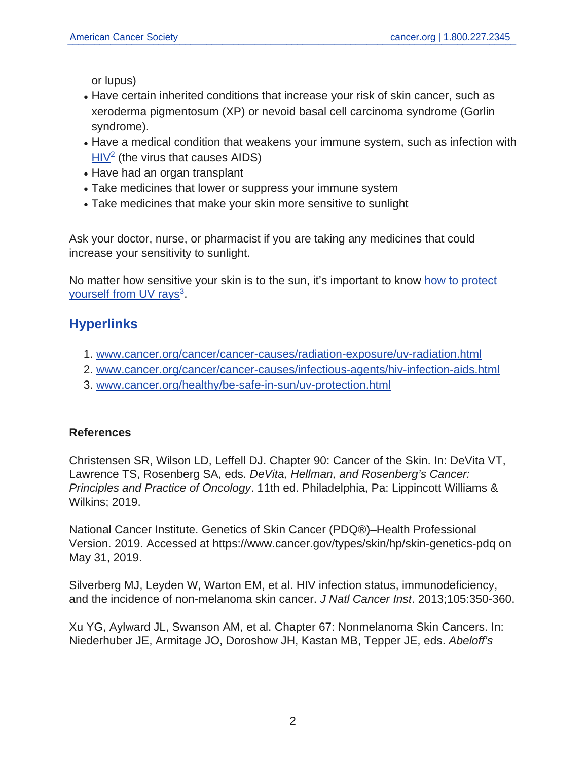or lupus)

- Have certain inherited conditions that increase your risk of skin cancer, such as xeroderma pigmentosum (XP) or nevoid basal cell carcinoma syndrome (Gorlin syndrome).
- Have a medical condition that weakens your immune system, such as infection with HIV[2] (the virus that causes AIDS)
- Have had an organ transplant
- Take medicines that lower or suppress your immune system
- Take medicines that make your skin more sensitive to sunlight

Ask your doctor, nurse, or pharmacist if you are taking any medicines that could increase your sensitivity to sunlight.

No matter how sensitive your skin is to the sun, it's important to know how to protect yourself from UV rays[3].

## Hyperlinks

1. www.cancer.org/cancer/cancer-causes/radiation-exposure/uv-radiation.html
2. www.cancer.org/cancer/cancer-causes/infectious-agents/hiv-infection-aids.html
3. www.cancer.org/healthy/be-safe-in-sun/uv-protection.html

### References

Christensen SR, Wilson LD, Leffell DJ. Chapter 90: Cancer of the Skin. In: DeVita VT, Lawrence TS, Rosenberg SA, eds. *DeVita, Hellman, and Rosenberg's Cancer: Principles and Practice of Oncology*. 11th ed. Philadelphia, Pa: Lippincott Williams & Wilkins; 2019.

National Cancer Institute. Genetics of Skin Cancer (PDQ®)–Health Professional Version. 2019. Accessed at https://www.cancer.gov/types/skin/hp/skin-genetics-pdq on May 31, 2019.

Silverberg MJ, Leyden W, Warton EM, et al. HIV infection status, immunodeficiency, and the incidence of non-melanoma skin cancer. *J Natl Cancer Inst*. 2013;105:350-360.

Xu YG, Aylward JL, Swanson AM, et al. Chapter 67: Nonmelanoma Skin Cancers. In: Niederhuber JE, Armitage JO, Doroshow JH, Kastan MB, Tepper JE, eds. *Abeloff's*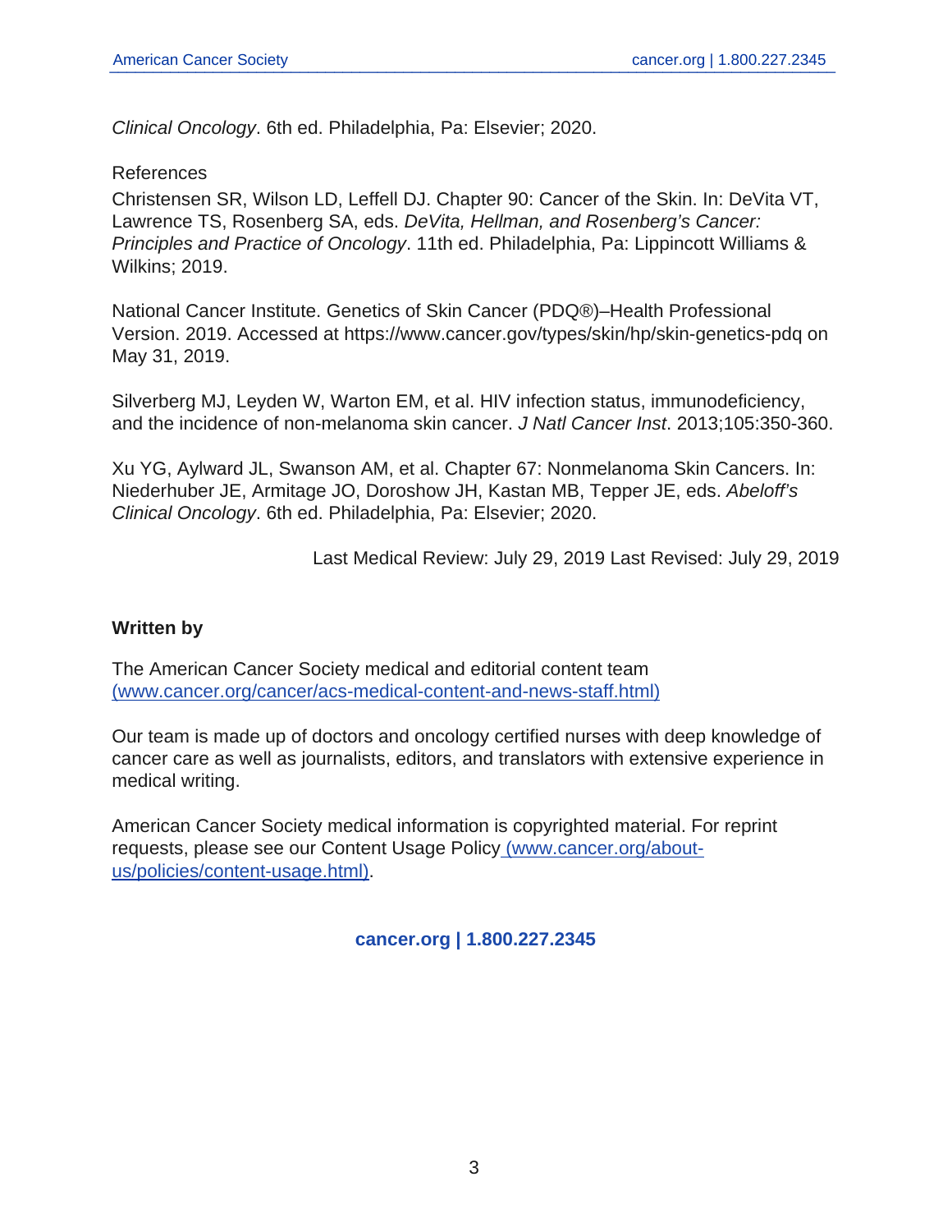*Clinical Oncology*. 6th ed. Philadelphia, Pa: Elsevier; 2020.

References

Christensen SR, Wilson LD, Leffell DJ. Chapter 90: Cancer of the Skin. In: DeVita VT, Lawrence TS, Rosenberg SA, eds. *DeVita, Hellman, and Rosenberg's Cancer: Principles and Practice of Oncology*. 11th ed. Philadelphia, Pa: Lippincott Williams & Wilkins; 2019.

National Cancer Institute. Genetics of Skin Cancer (PDQ®)–Health Professional Version. 2019. Accessed at https://www.cancer.gov/types/skin/hp/skin-genetics-pdq on May 31, 2019.

Silverberg MJ, Leyden W, Warton EM, et al. HIV infection status, immunodeficiency, and the incidence of non-melanoma skin cancer. *J Natl Cancer Inst*. 2013;105:350-360.

Xu YG, Aylward JL, Swanson AM, et al. Chapter 67: Nonmelanoma Skin Cancers. In: Niederhuber JE, Armitage JO, Doroshow JH, Kastan MB, Tepper JE, eds. *Abeloff's Clinical Oncology*. 6th ed. Philadelphia, Pa: Elsevier; 2020.

Last Medical Review: July 29, 2019 Last Revised: July 29, 2019

**Written by**

The American Cancer Society medical and editorial content team (www.cancer.org/cancer/acs-medical-content-and-news-staff.html)

Our team is made up of doctors and oncology certified nurses with deep knowledge of cancer care as well as journalists, editors, and translators with extensive experience in medical writing.

American Cancer Society medical information is copyrighted material. For reprint requests, please see our Content Usage Policy (www.cancer.org/about-us/policies/content-usage.html).

**cancer.org | 1.800.227.2345**